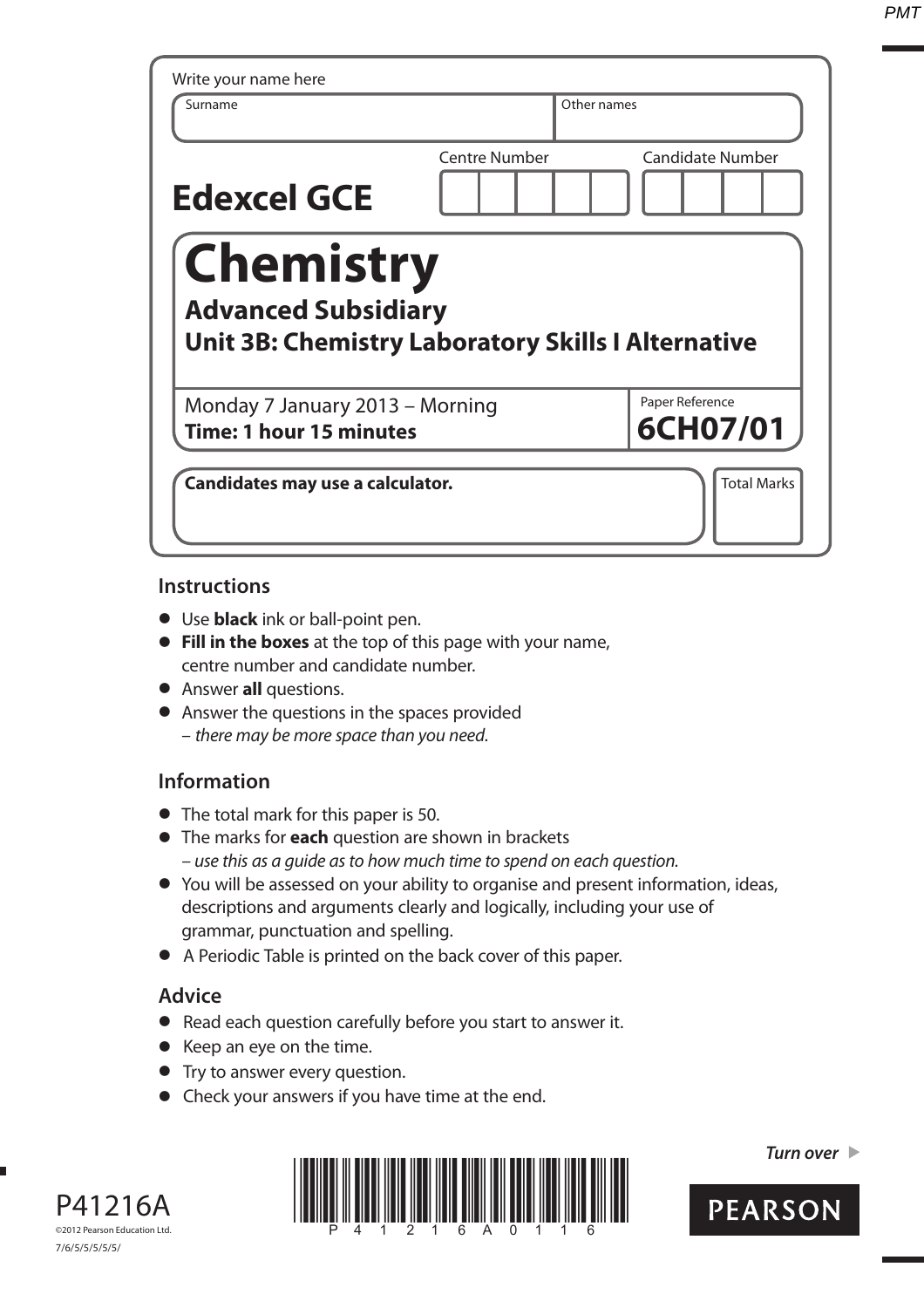Write your name here

| Surname | Other names |
|---|---|
| | |

**Edexcel GCE**

| Centre Number | Candidate Number |
|---|---|
| | |

# Chemistry

## Advanced Subsidiary

## Unit 3B: Chemistry Laboratory Skills I Alternative

Monday 7 January 2013 – Morning
**Time: 1 hour 15 minutes**

Paper Reference
**6CH07/01**

**Candidates may use a calculator.**

Total Marks

## Instructions

- Use **black** ink or ball-point pen.
- **Fill in the boxes** at the top of this page with your name, centre number and candidate number.
- Answer **all** questions.
- Answer the questions in the spaces provided
  – *there may be more space than you need.*

## Information

- The total mark for this paper is 50.
- The marks for **each** question are shown in brackets
  – *use this as a guide as to how much time to spend on each question.*
- You will be assessed on your ability to organise and present information, ideas, descriptions and arguments clearly and logically, including your use of grammar, punctuation and spelling.
- A Periodic Table is printed on the back cover of this paper.

## Advice

- Read each question carefully before you start to answer it.
- Keep an eye on the time.
- Try to answer every question.
- Check your answers if you have time at the end.

*Turn over* ▶

P41216A
©2012 Pearson Education Ltd.
7/6/5/5/5/5/5/

PEARSON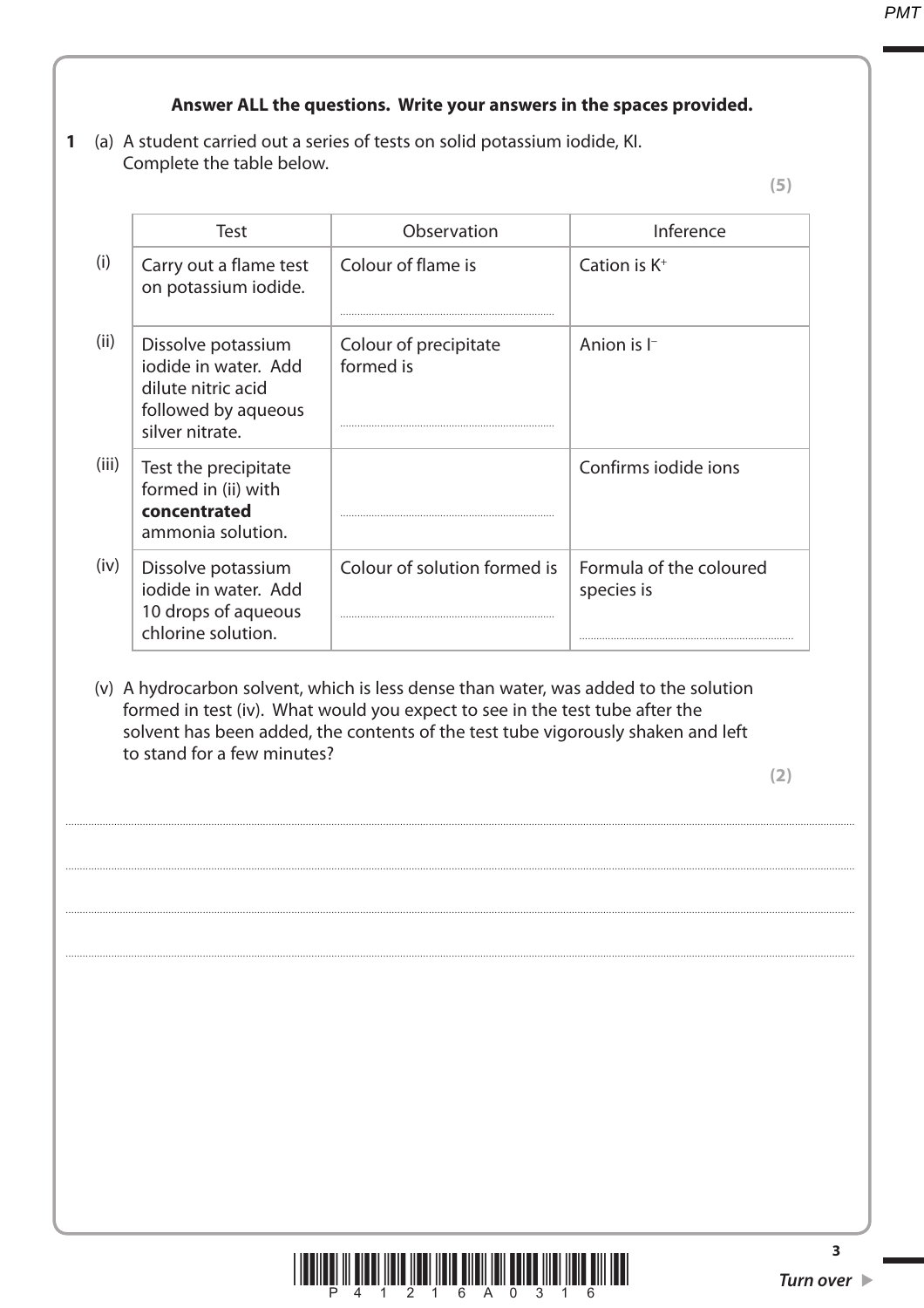**Answer ALL the questions. Write your answers in the spaces provided.**

**1** (a) A student carried out a series of tests on solid potassium iodide, KI. Complete the table below.

**(5)**

| | Test | Observation | Inference |
|---|---|---|---|
| (i) | Carry out a flame test on potassium iodide. | Colour of flame is .................................... | Cation is $K^+$ |
| (ii) | Dissolve potassium iodide in water. Add dilute nitric acid followed by aqueous silver nitrate. | Colour of precipitate formed is .................................... | Anion is $I^-$ |
| (iii) | Test the precipitate formed in (ii) with **concentrated** ammonia solution. | .................................... | Confirms iodide ions |
| (iv) | Dissolve potassium iodide in water. Add 10 drops of aqueous chlorine solution. | Colour of solution formed is .................................... | Formula of the coloured species is .................................... |

(v) A hydrocarbon solvent, which is less dense than water, was added to the solution formed in test (iv). What would you expect to see in the test tube after the solvent has been added, the contents of the test tube vigorously shaken and left to stand for a few minutes?

**(2)**

....................................................................................................................................................................................

....................................................................................................................................................................................

....................................................................................................................................................................................

....................................................................................................................................................................................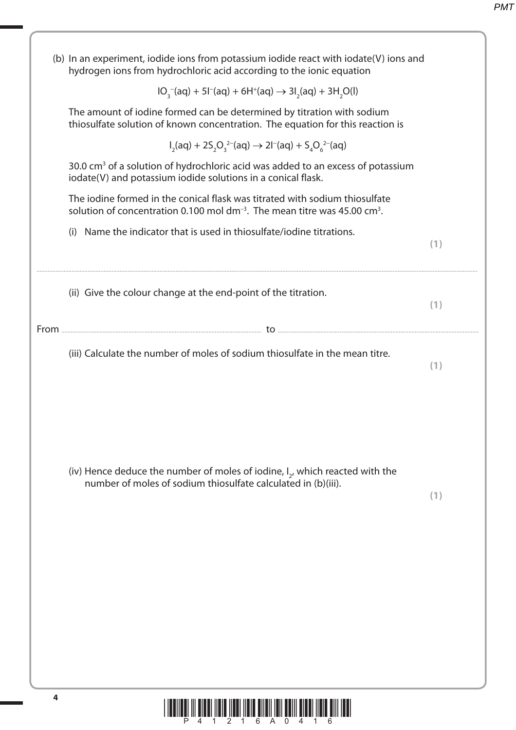(b) In an experiment, iodide ions from potassium iodide react with iodate(V) ions and hydrogen ions from hydrochloric acid according to the ionic equation

$$IO_3^-(aq) + 5I^-(aq) + 6H^+(aq) \rightarrow 3I_2(aq) + 3H_2O(l)$$

The amount of iodine formed can be determined by titration with sodium thiosulfate solution of known concentration. The equation for this reaction is

$$I_2(aq) + 2S_2O_3^{2-}(aq) \rightarrow 2I^-(aq) + S_4O_6^{2-}(aq)$$

30.0 $cm^3$ of a solution of hydrochloric acid was added to an excess of potassium iodate(V) and potassium iodide solutions in a conical flask.

The iodine formed in the conical flask was titrated with sodium thiosulfate solution of concentration 0.100 mol $dm^{-3}$. The mean titre was 45.00 $cm^3$.

(i) Name the indicator that is used in thiosulfate/iodine titrations. **(1)**

....................................................................................................................................................

(ii) Give the colour change at the end-point of the titration. **(1)**

From .................................................................... to ....................................................................

(iii) Calculate the number of moles of sodium thiosulfate in the mean titre. **(1)**

(iv) Hence deduce the number of moles of iodine, $I_2$, which reacted with the number of moles of sodium thiosulfate calculated in (b)(iii). **(1)**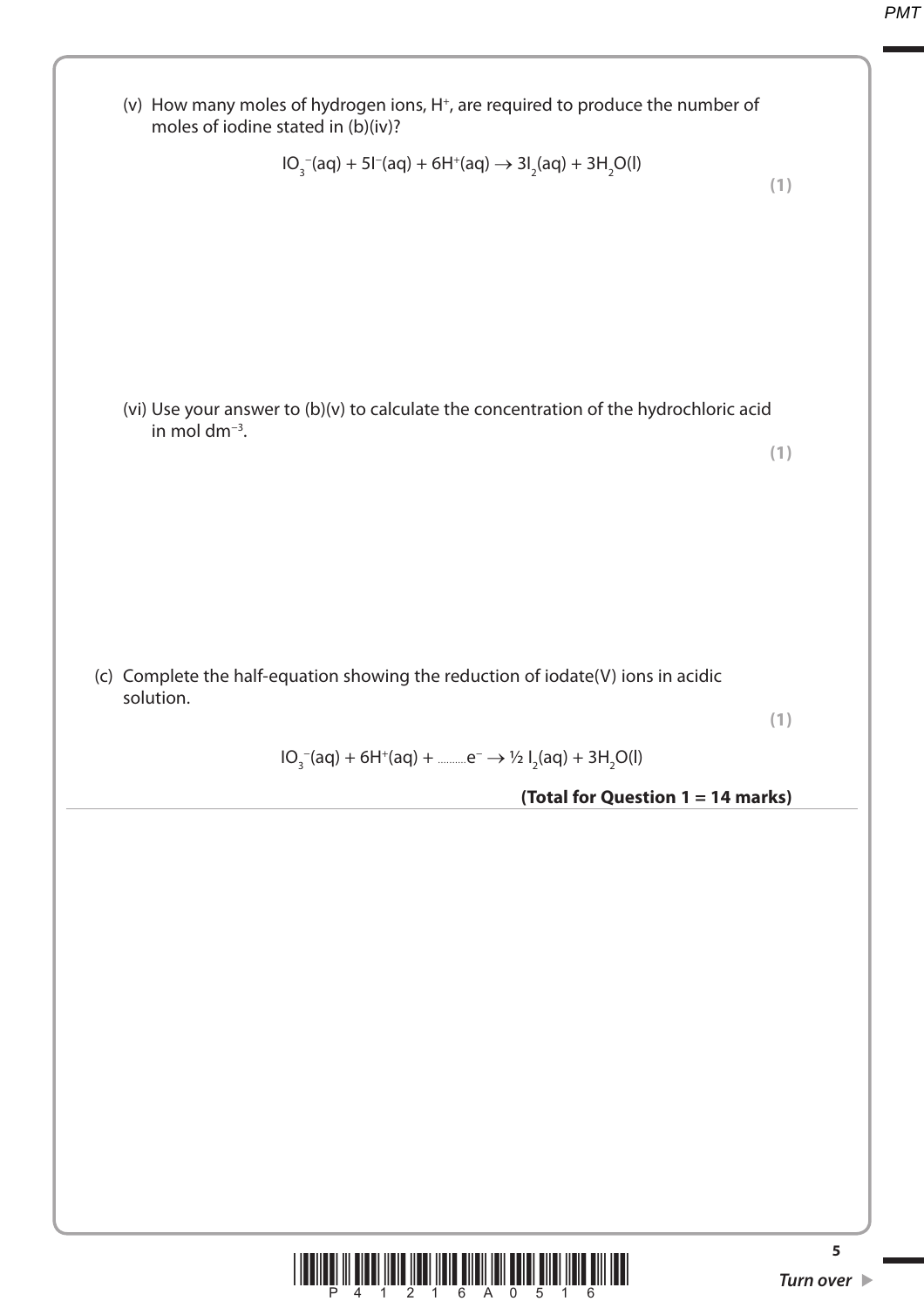(v) How many moles of hydrogen ions, $H^+$, are required to produce the number of moles of iodine stated in (b)(iv)?

$$IO_3^-(aq) + 5I^-(aq) + 6H^+(aq) \rightarrow 3I_2(aq) + 3H_2O(l)$$

**(1)**

(vi) Use your answer to (b)(v) to calculate the concentration of the hydrochloric acid in mol $dm^{-3}$.

**(1)**

(c) Complete the half-equation showing the reduction of iodate(V) ions in acidic solution.

**(1)**

$$IO_3^-(aq) + 6H^+(aq) + \text{.........}e^- \rightarrow \tfrac{1}{2}\, I_2(aq) + 3H_2O(l)$$

**(Total for Question 1 = 14 marks)**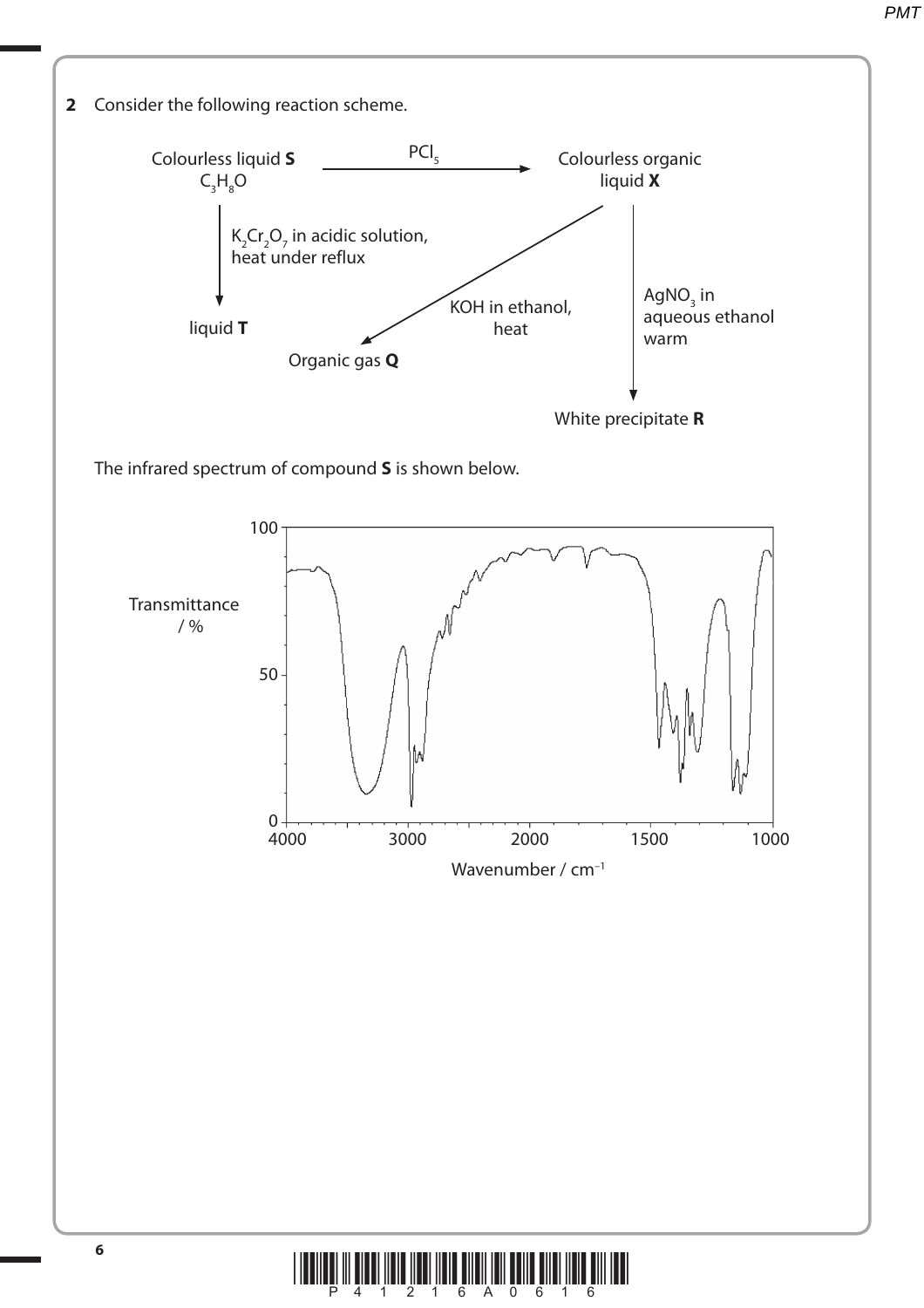**2** Consider the following reaction scheme.

Colourless liquid **S** ($C_3H_8O$) —$PCl_5$→ Colourless organic liquid **X**

Colourless liquid **S** —$K_2Cr_2O_7$ in acidic solution, heat under reflux→ liquid **T**

Colourless organic liquid **X** —KOH in ethanol, heat→ Organic gas **Q**

Colourless organic liquid **X** —$AgNO_3$ in aqueous ethanol warm→ White precipitate **R**

The infrared spectrum of compound **S** is shown below.

Transmittance / %

Wavenumber / $cm^{-1}$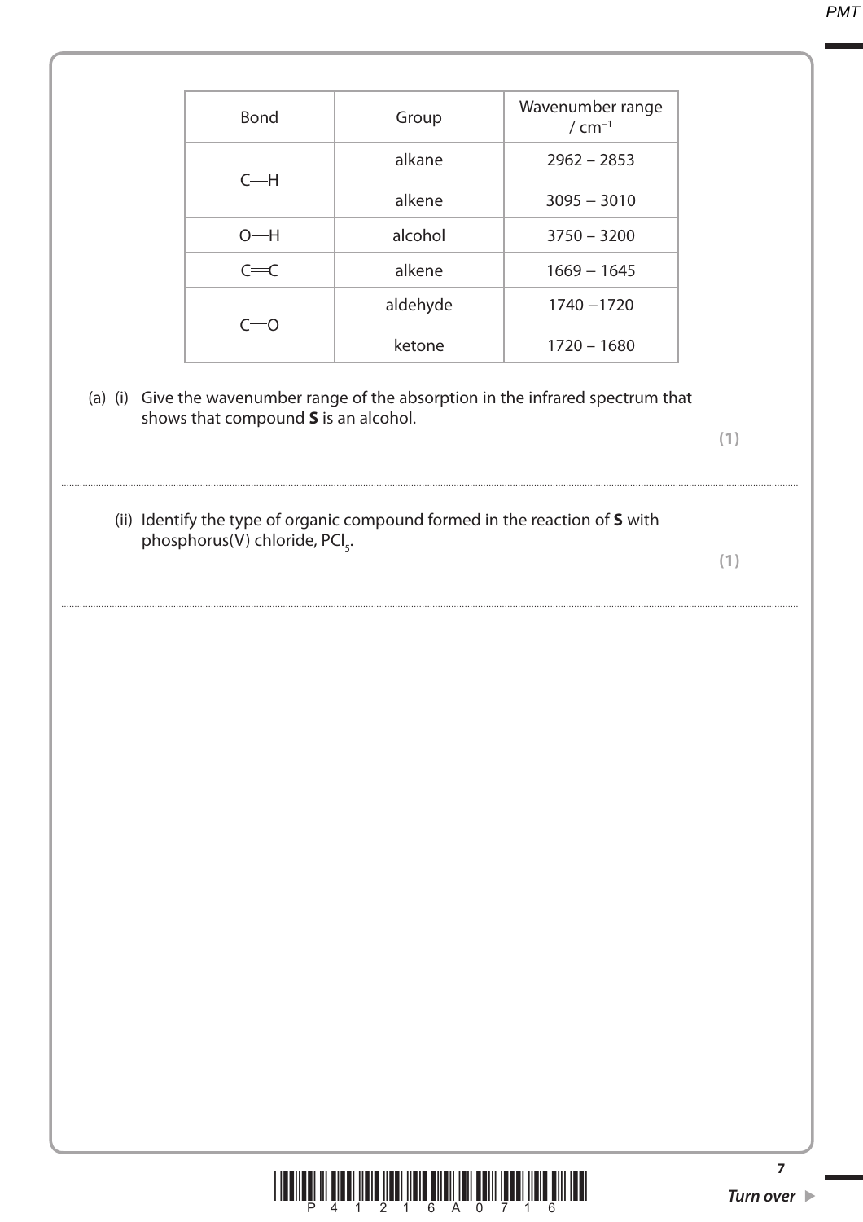| Bond | Group | Wavenumber range / $cm^{-1}$ |
|---|---|---|
| C—H | alkane | 2962 – 2853 |
| | alkene | 3095 – 3010 |
| O—H | alcohol | 3750 – 3200 |
| C═C | alkene | 1669 – 1645 |
| C═O | aldehyde | 1740 –1720 |
| | ketone | 1720 – 1680 |

(a) (i) Give the wavenumber range of the absorption in the infrared spectrum that shows that compound **S** is an alcohol.

**(1)**

.......................................................................................................................................................................

(ii) Identify the type of organic compound formed in the reaction of **S** with phosphorus(V) chloride, $PCl_5$.

**(1)**

.......................................................................................................................................................................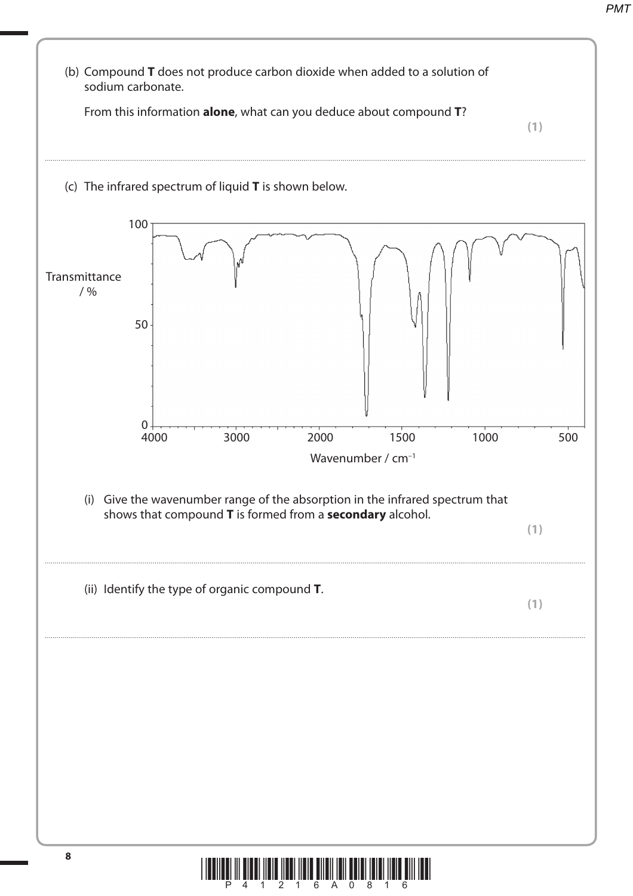(b) Compound **T** does not produce carbon dioxide when added to a solution of sodium carbonate.

From this information **alone**, what can you deduce about compound **T**?

**(1)**

.......................................................................................................................................................................................................

(c) The infrared spectrum of liquid **T** is shown below.

(i) Give the wavenumber range of the absorption in the infrared spectrum that shows that compound **T** is formed from a **secondary** alcohol.

**(1)**

.......................................................................................................................................................................................................

(ii) Identify the type of organic compound **T**.

**(1)**

.......................................................................................................................................................................................................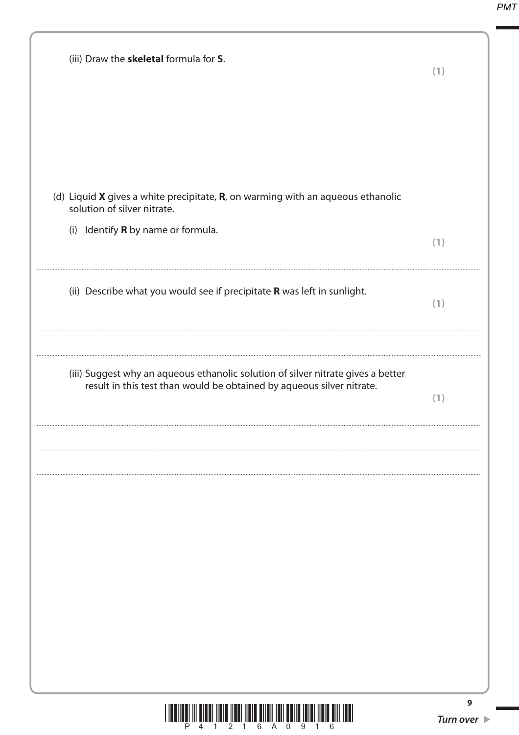(iii) Draw the **skeletal** formula for **S**.

**(1)**

(d) Liquid **X** gives a white precipitate, **R**, on warming with an aqueous ethanolic solution of silver nitrate.

(i) Identify **R** by name or formula.

**(1)**

..............................................................................................................................................

(ii) Describe what you would see if precipitate **R** was left in sunlight.

**(1)**

..............................................................................................................................................

..............................................................................................................................................

(iii) Suggest why an aqueous ethanolic solution of silver nitrate gives a better result in this test than would be obtained by aqueous silver nitrate.

**(1)**

..............................................................................................................................................

..............................................................................................................................................

..............................................................................................................................................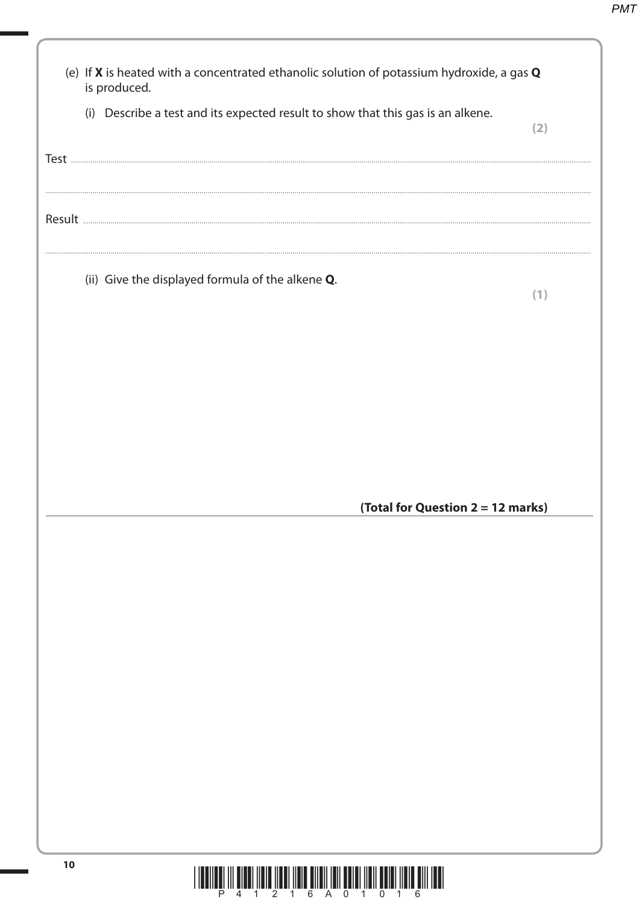(e) If **X** is heated with a concentrated ethanolic solution of potassium hydroxide, a gas **Q** is produced.

(i) Describe a test and its expected result to show that this gas is an alkene.
**(2)**

Test ..............................................................................................................................................................

..............................................................................................................................................................

Result ..............................................................................................................................................................

..............................................................................................................................................................

(ii) Give the displayed formula of the alkene **Q**.
**(1)**

**(Total for Question 2 = 12 marks)**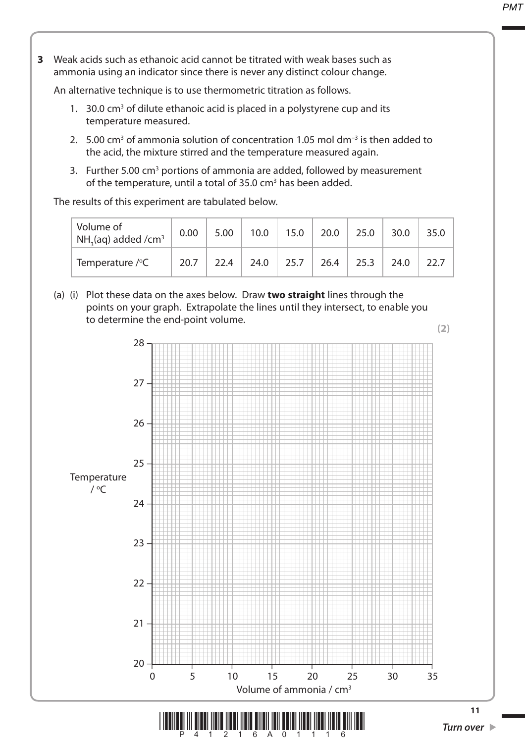**3** Weak acids such as ethanoic acid cannot be titrated with weak bases such as ammonia using an indicator since there is never any distinct colour change.

An alternative technique is to use thermometric titration as follows.

1. 30.0 cm$^3$ of dilute ethanoic acid is placed in a polystyrene cup and its temperature measured.
2. 5.00 cm$^3$ of ammonia solution of concentration 1.05 mol dm$^{-3}$ is then added to the acid, the mixture stirred and the temperature measured again.
3. Further 5.00 cm$^3$ portions of ammonia are added, followed by measurement of the temperature, until a total of 35.0 cm$^3$ has been added.

The results of this experiment are tabulated below.

| Volume of $NH_3$(aq) added /cm$^3$ | 0.00 | 5.00 | 10.0 | 15.0 | 20.0 | 25.0 | 30.0 | 35.0 |
|---|---|---|---|---|---|---|---|---|
| Temperature /°C | 20.7 | 22.4 | 24.0 | 25.7 | 26.4 | 25.3 | 24.0 | 22.7 |

(a) (i) Plot these data on the axes below. Draw **two straight** lines through the points on your graph. Extrapolate the lines until they intersect, to enable you to determine the end-point volume.

**(2)**

Temperature / °C (axis: 20 to 28)

Volume of ammonia / cm$^3$ (axis: 0 to 35)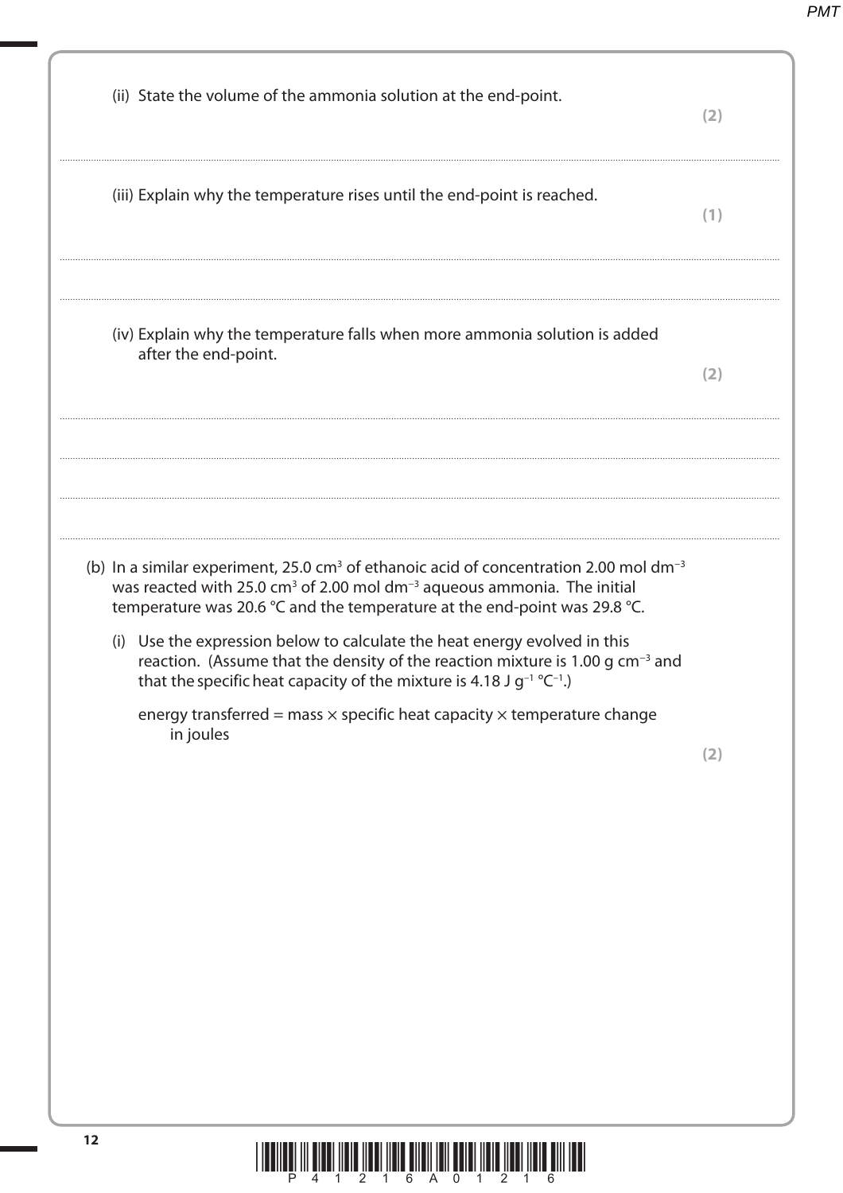(ii) State the volume of the ammonia solution at the end-point.

**(2)**

(iii) Explain why the temperature rises until the end-point is reached.

**(1)**

(iv) Explain why the temperature falls when more ammonia solution is added after the end-point.

**(2)**

(b) In a similar experiment, 25.0 $cm^3$ of ethanoic acid of concentration 2.00 mol $dm^{-3}$ was reacted with 25.0 $cm^3$ of 2.00 mol $dm^{-3}$ aqueous ammonia. The initial temperature was 20.6 °C and the temperature at the end-point was 29.8 °C.

(i) Use the expression below to calculate the heat energy evolved in this reaction. (Assume that the density of the reaction mixture is 1.00 g $cm^{-3}$ and that the specific heat capacity of the mixture is 4.18 J $g^{-1}$ $°C^{-1}$.)

energy transferred = mass × specific heat capacity × temperature change in joules

**(2)**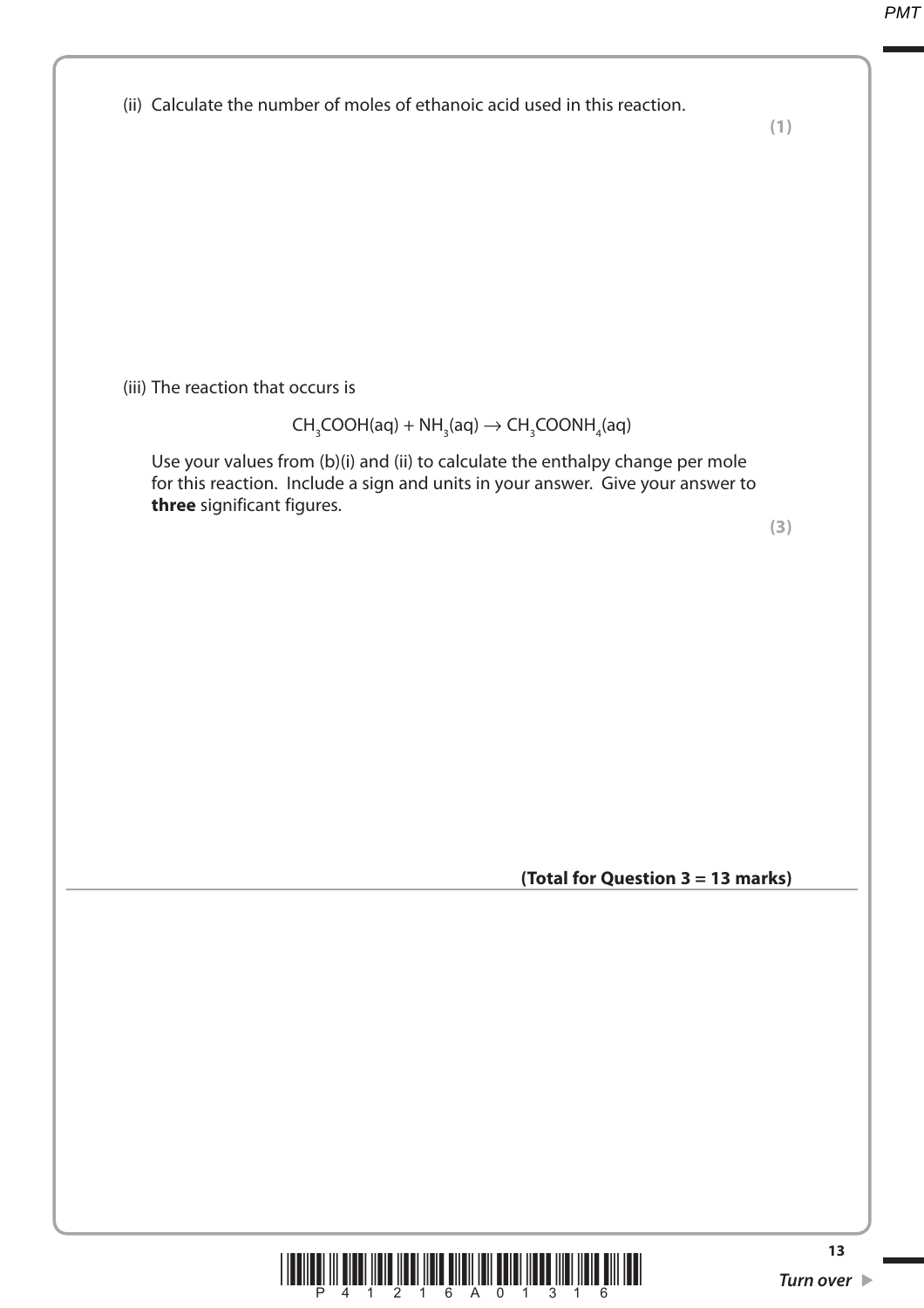(ii) Calculate the number of moles of ethanoic acid used in this reaction.

**(1)**

(iii) The reaction that occurs is

$$CH_3COOH(aq) + NH_3(aq) \rightarrow CH_3COONH_4(aq)$$

Use your values from (b)(i) and (ii) to calculate the enthalpy change per mole for this reaction. Include a sign and units in your answer. Give your answer to **three** significant figures.

**(3)**

**(Total for Question 3 = 13 marks)**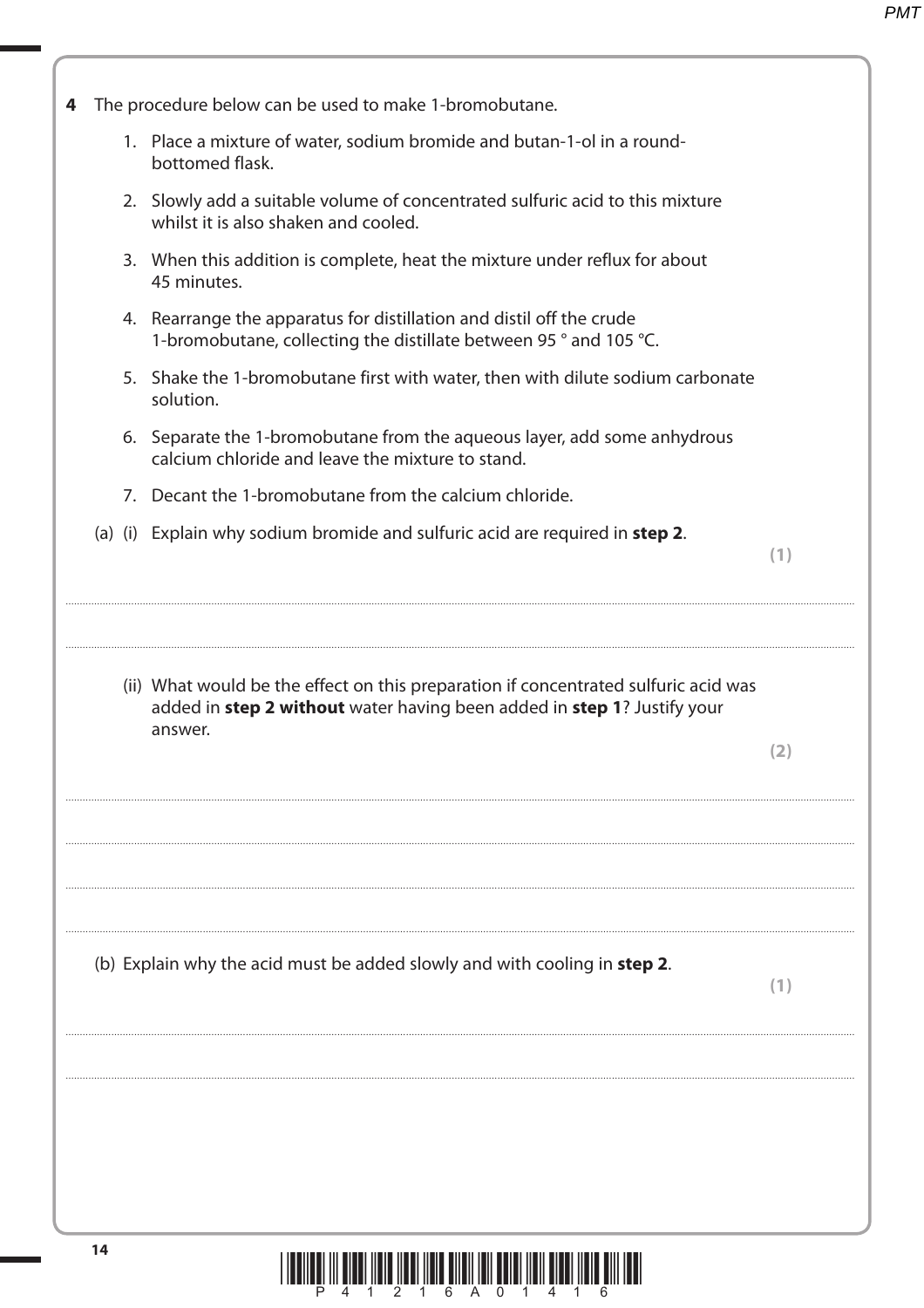**4** The procedure below can be used to make 1-bromobutane.

1. Place a mixture of water, sodium bromide and butan-1-ol in a round-bottomed flask.
2. Slowly add a suitable volume of concentrated sulfuric acid to this mixture whilst it is also shaken and cooled.
3. When this addition is complete, heat the mixture under reflux for about 45 minutes.
4. Rearrange the apparatus for distillation and distil off the crude 1-bromobutane, collecting the distillate between 95 ° and 105 °C.
5. Shake the 1-bromobutane first with water, then with dilute sodium carbonate solution.
6. Separate the 1-bromobutane from the aqueous layer, add some anhydrous calcium chloride and leave the mixture to stand.
7. Decant the 1-bromobutane from the calcium chloride.

(a) (i) Explain why sodium bromide and sulfuric acid are required in **step 2**.

**(1)**

..............................................................................................................................................

..............................................................................................................................................

(ii) What would be the effect on this preparation if concentrated sulfuric acid was added in **step 2 without** water having been added in **step 1**? Justify your answer.

**(2)**

..............................................................................................................................................

..............................................................................................................................................

..............................................................................................................................................

..............................................................................................................................................

(b) Explain why the acid must be added slowly and with cooling in **step 2**.

**(1)**

..............................................................................................................................................

..............................................................................................................................................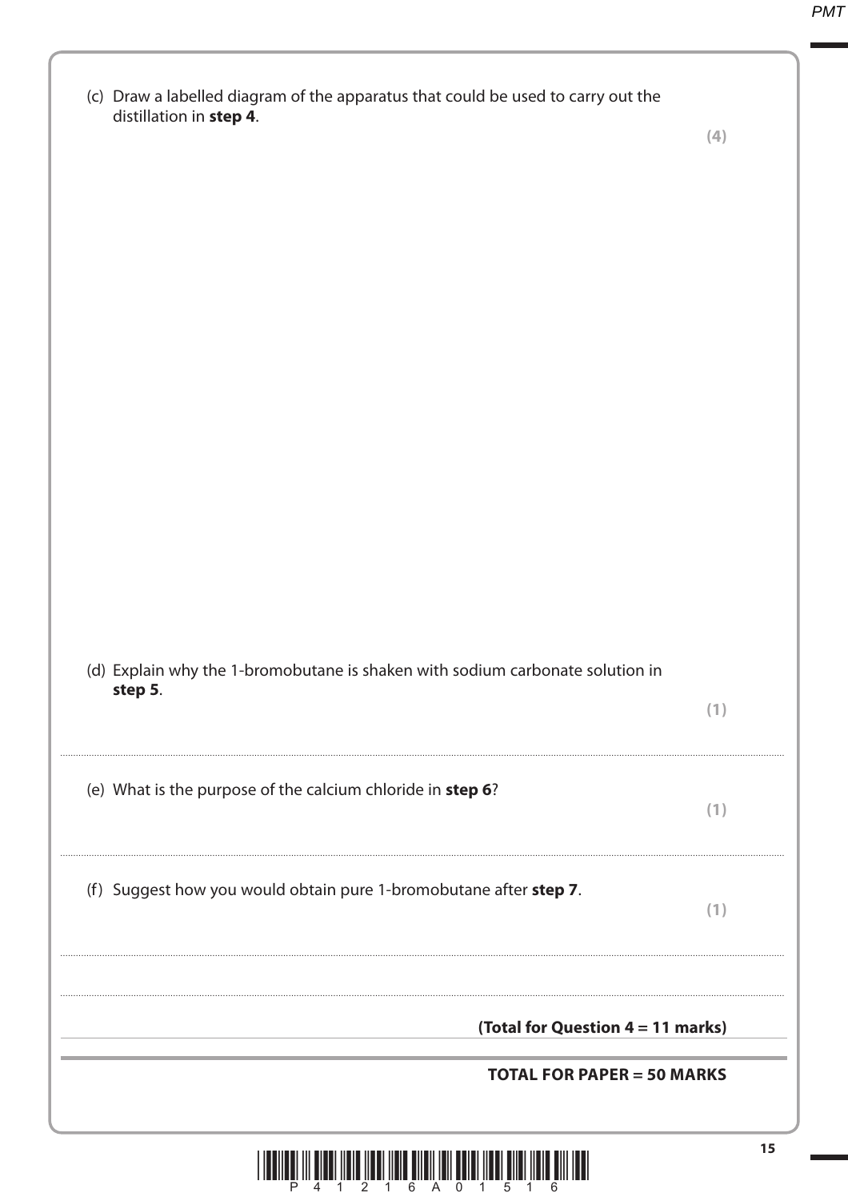(c) Draw a labelled diagram of the apparatus that could be used to carry out the distillation in **step 4**.

**(4)**

(d) Explain why the 1-bromobutane is shaken with sodium carbonate solution in **step 5**.

**(1)**

..............................................................................................................................................

(e) What is the purpose of the calcium chloride in **step 6**?

**(1)**

..............................................................................................................................................

(f) Suggest how you would obtain pure 1-bromobutane after **step 7**.

**(1)**

..............................................................................................................................................

..............................................................................................................................................

**(Total for Question 4 = 11 marks)**

**TOTAL FOR PAPER = 50 MARKS**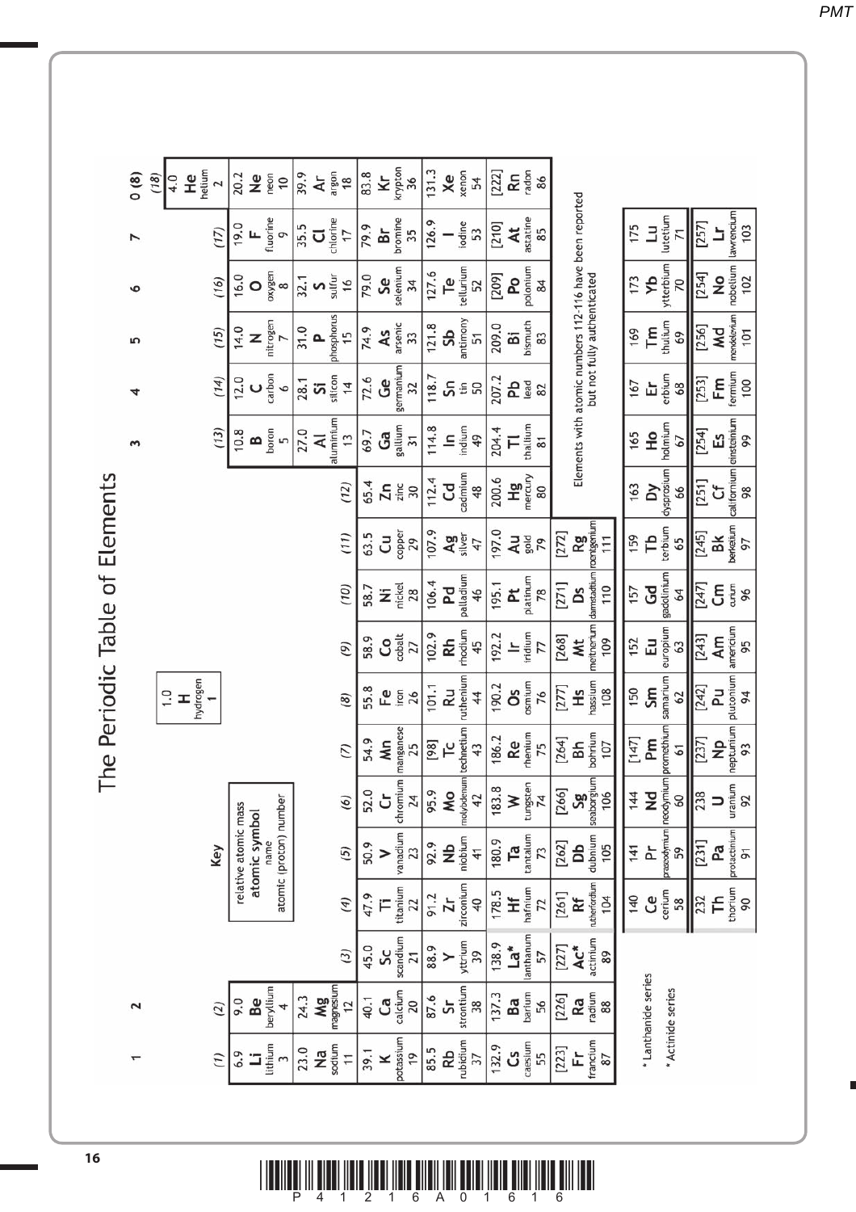# The Periodic Table of Elements

**Key**

relative atomic mass
**atomic symbol**
name
atomic (proton) number

| 1 | 2 | | | | | | | | | | | 3 | 4 | 5 | 6 | 7 | 0 (8) |
|---|---|---|---|---|---|---|---|---|---|---|---|---|---|---|---|---|---|
| (1) | (2) | (3) | (4) | (5) | (6) | (7) | (8) | (9) | (10) | (11) | (12) | (13) | (14) | (15) | (16) | (17) | (18) |
| | | | | | | | 1.0 **H** hydrogen 1 | | | | | | | | | | 4.0 **He** helium 2 |
| 6.9 **Li** lithium 3 | 9.0 **Be** beryllium 4 | | | | | | | | | | | 10.8 **B** boron 5 | 12.0 **C** carbon 6 | 14.0 **N** nitrogen 7 | 16.0 **O** oxygen 8 | 19.0 **F** fluorine 9 | 20.2 **Ne** neon 10 |
| 23.0 **Na** sodium 11 | 24.3 **Mg** magnesium 12 | | | | | | | | | | | 27.0 **Al** aluminium 13 | 28.1 **Si** silicon 14 | 31.0 **P** phosphorus 15 | 32.1 **S** sulfur 16 | 35.5 **Cl** chlorine 17 | 39.9 **Ar** argon 18 |
| 39.1 **K** potassium 19 | 40.1 **Ca** calcium 20 | 45.0 **Sc** scandium 21 | 47.9 **Ti** titanium 22 | 50.9 **V** vanadium 23 | 52.0 **Cr** chromium 24 | 54.9 **Mn** manganese 25 | 55.8 **Fe** iron 26 | 58.9 **Co** cobalt 27 | 58.7 **Ni** nickel 28 | 63.5 **Cu** copper 29 | 65.4 **Zn** zinc 30 | 69.7 **Ga** gallium 31 | 72.6 **Ge** germanium 32 | 74.9 **As** arsenic 33 | 79.0 **Se** selenium 34 | 79.9 **Br** bromine 35 | 83.8 **Kr** krypton 36 |
| 85.5 **Rb** rubidium 37 | 87.6 **Sr** strontium 38 | 88.9 **Y** yttrium 39 | 91.2 **Zr** zirconium 40 | 92.9 **Nb** niobium 41 | 95.9 **Mo** molybdenum 42 | [98] **Tc** technetium 43 | 101.1 **Ru** ruthenium 44 | 102.9 **Rh** rhodium 45 | 106.4 **Pd** palladium 46 | 107.9 **Ag** silver 47 | 112.4 **Cd** cadmium 48 | 114.8 **In** indium 49 | 118.7 **Sn** tin 50 | 121.8 **Sb** antimony 51 | 127.6 **Te** tellurium 52 | 126.9 **I** iodine 53 | 131.3 **Xe** xenon 54 |
| 132.9 **Cs** caesium 55 | 137.3 **Ba** barium 56 | 138.9 **La*** lanthanum 57 | 178.5 **Hf** hafnium 72 | 180.9 **Ta** tantalum 73 | 183.8 **W** tungsten 74 | 186.2 **Re** rhenium 75 | 190.2 **Os** osmium 76 | 192.2 **Ir** iridium 77 | 195.1 **Pt** platinum 78 | 197.0 **Au** gold 79 | 200.6 **Hg** mercury 80 | 204.4 **Tl** thallium 81 | 207.2 **Pb** lead 82 | 209.0 **Bi** bismuth 83 | [209] **Po** polonium 84 | [210] **At** astatine 85 | [222] **Rn** radon 86 |
| [223] **Fr** francium 87 | [226] **Ra** radium 88 | [227] **Ac*** actinium 89 | [261] **Rf** rutherfordium 104 | [262] **Db** dubnium 105 | [266] **Sg** seaborgium 106 | [264] **Bh** bohrium 107 | [277] **Hs** hassium 108 | [268] **Mt** meitnerium 109 | [271] **Ds** darmstadtium 110 | [272] **Rg** roentgenium 111 | | | | | | | |

Elements with atomic numbers 112-116 have been reported but not fully authenticated

| | | | | | | | | | | | | | | |
|---|---|---|---|---|---|---|---|---|---|---|---|---|---|---|
| * Lanthanide series | 140 **Ce** cerium 58 | 141 **Pr** praseodymium 59 | 144 **Nd** neodymium 60 | [147] **Pm** promethium 61 | 150 **Sm** samarium 62 | 152 **Eu** europium 63 | 157 **Gd** gadolinium 64 | 159 **Tb** terbium 65 | 163 **Dy** dysprosium 66 | 165 **Ho** holmium 67 | 167 **Er** erbium 68 | 169 **Tm** thulium 69 | 173 **Yb** ytterbium 70 | 175 **Lu** lutetium 71 |
| * Actinide series | 232 **Th** thorium 90 | [231] **Pa** protactinium 91 | 238 **U** uranium 92 | [237] **Np** neptunium 93 | [242] **Pu** plutonium 94 | [243] **Am** americium 95 | [247] **Cm** curium 96 | [245] **Bk** berkelium 97 | [251] **Cf** californium 98 | [254] **Es** einsteinium 99 | [253] **Fm** fermium 100 | [256] **Md** mendelevium 101 | [254] **No** nobelium 102 | [257] **Lr** lawrencium 103 |